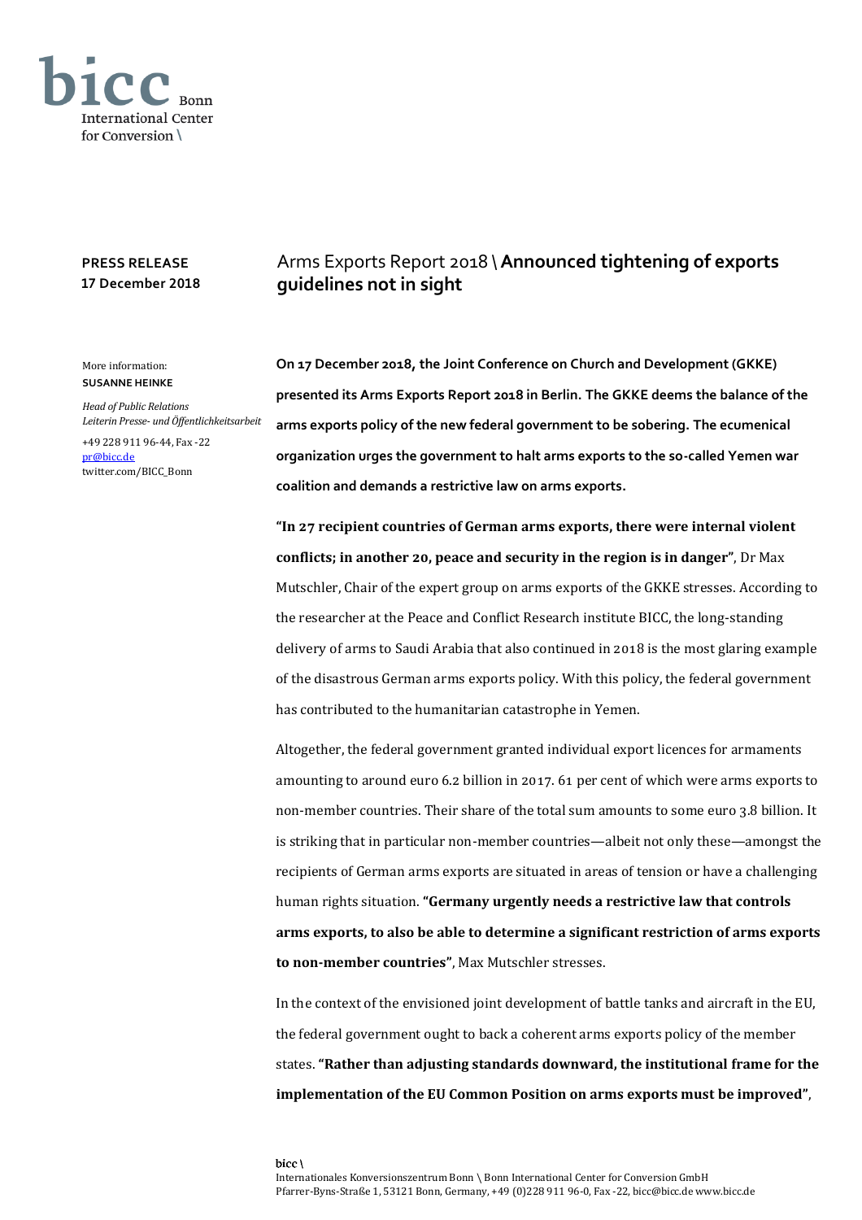bicc Bonn International Center for Conversion \

**PRESS RELEASE**
**17 December 2018**

More information:
**SUSANNE HEINKE**

*Head of Public Relations*
*Leiterin Presse- und Öffentlichkeitsarbeit*

+49 228 911 96-44, Fax -22
pr@bicc.de
twitter.com/BICC_Bonn

# Arms Exports Report 2018 \ **Announced tightening of exports guidelines not in sight**

**On 17 December 2018, the Joint Conference on Church and Development (GKKE) presented its Arms Exports Report 2018 in Berlin. The GKKE deems the balance of the arms exports policy of the new federal government to be sobering. The ecumenical organization urges the government to halt arms exports to the so-called Yemen war coalition and demands a restrictive law on arms exports.**

**"In 27 recipient countries of German arms exports, there were internal violent conflicts; in another 20, peace and security in the region is in danger"**, Dr Max Mutschler, Chair of the expert group on arms exports of the GKKE stresses. According to the researcher at the Peace and Conflict Research institute BICC, the long-standing delivery of arms to Saudi Arabia that also continued in 2018 is the most glaring example of the disastrous German arms exports policy. With this policy, the federal government has contributed to the humanitarian catastrophe in Yemen.

Altogether, the federal government granted individual export licences for armaments amounting to around euro 6.2 billion in 2017. 61 per cent of which were arms exports to non-member countries. Their share of the total sum amounts to some euro 3.8 billion. It is striking that in particular non-member countries—albeit not only these—amongst the recipients of German arms exports are situated in areas of tension or have a challenging human rights situation. **"Germany urgently needs a restrictive law that controls arms exports, to also be able to determine a significant restriction of arms exports to non-member countries"**, Max Mutschler stresses.

In the context of the envisioned joint development of battle tanks and aircraft in the EU, the federal government ought to back a coherent arms exports policy of the member states. **"Rather than adjusting standards downward, the institutional frame for the implementation of the EU Common Position on arms exports must be improved"**,

bicc \
Internationales Konversionszentrum Bonn \ Bonn International Center for Conversion GmbH
Pfarrer-Byns-Straße 1, 53121 Bonn, Germany, +49 (0)228 911 96-0, Fax -22, bicc@bicc.de www.bicc.de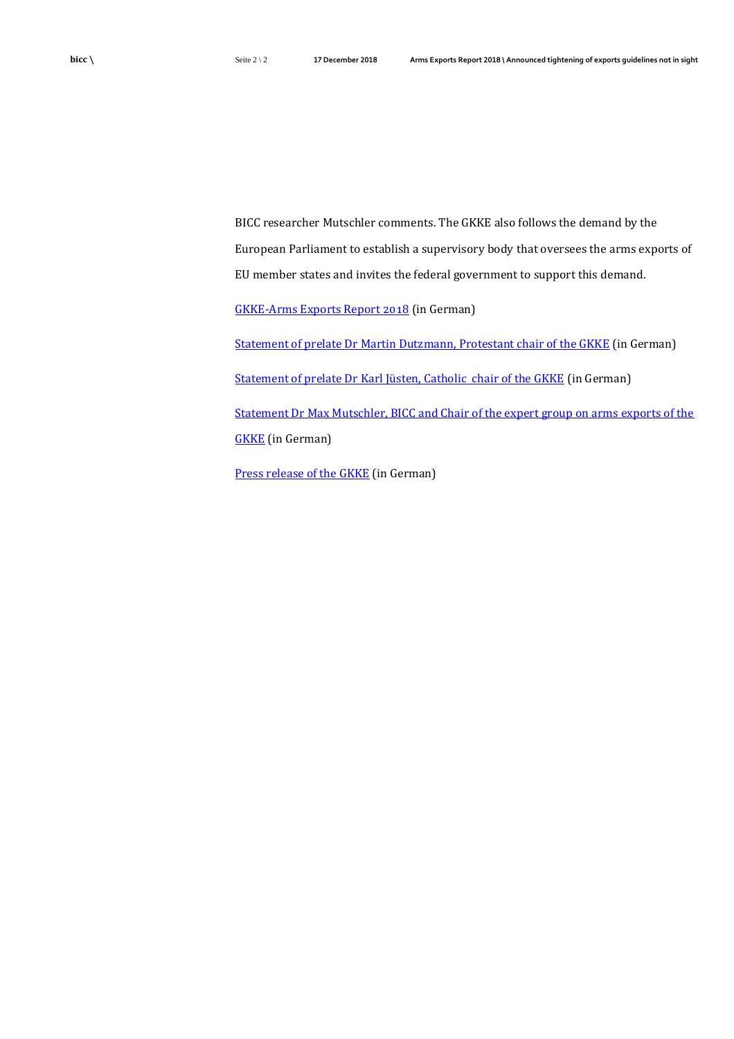BICC researcher Mutschler comments. The GKKE also follows the demand by the European Parliament to establish a supervisory body that oversees the arms exports of EU member states and invites the federal government to support this demand.

GKKE-Arms Exports Report 2018 (in German)

Statement of prelate Dr Martin Dutzmann, Protestant chair of the GKKE (in German)

Statement of prelate Dr Karl Jüsten, Catholic chair of the GKKE (in German)

Statement Dr Max Mutschler, BICC and Chair of the expert group on arms exports of the GKKE (in German)

Press release of the GKKE (in German)